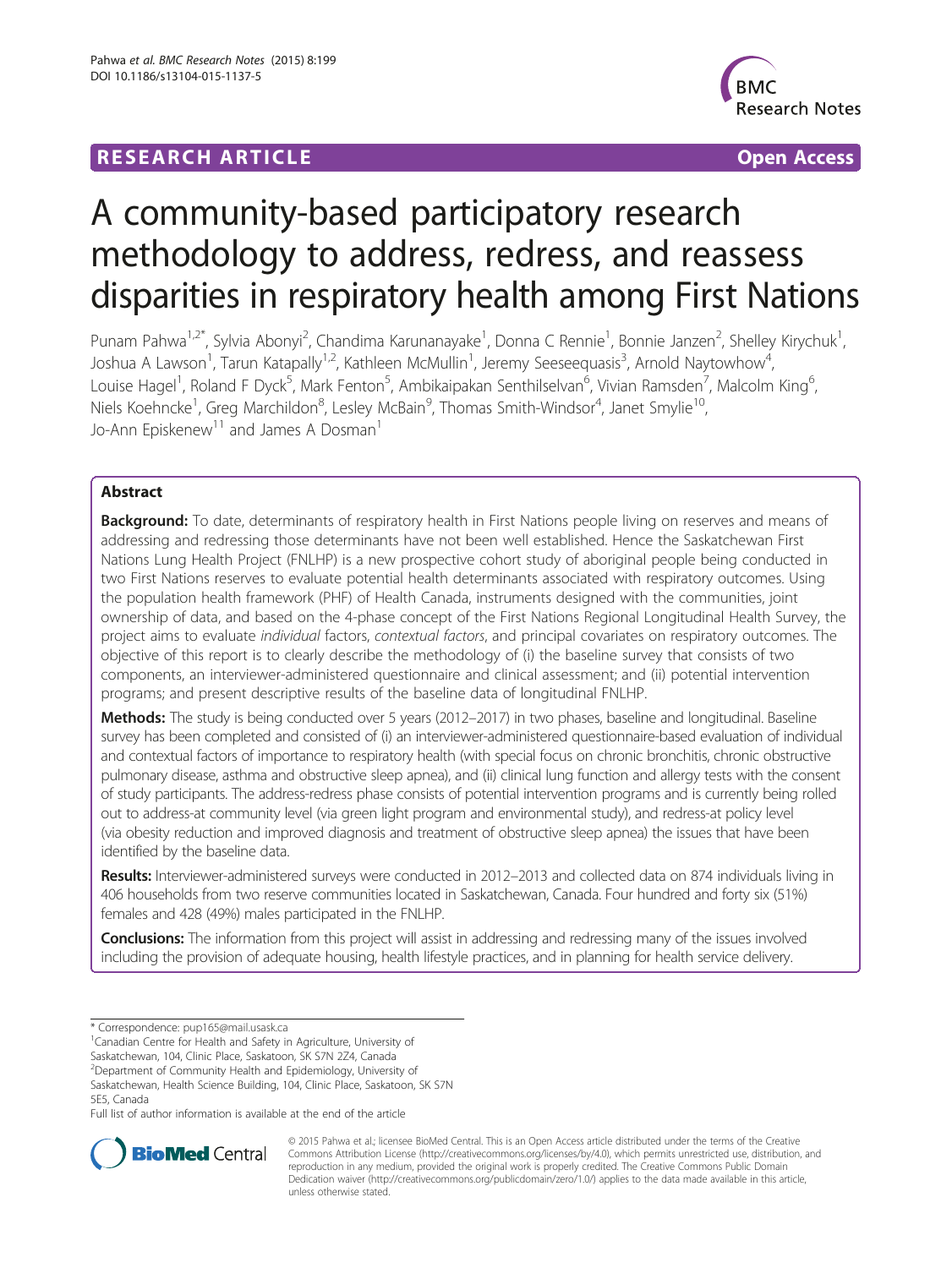RESEARCH ARTICLE Open Access

# A community-based participatory research methodology to address, redress, and reassess disparities in respiratory health among First Nations

Punam Pahwa[1,2*], Sylvia Abonyi[2], Chandima Karunanayake[1], Donna C Rennie[1], Bonnie Janzen[2], Shelley Kirychuk[1], Joshua A Lawson[1], Tarun Katapally[1,2], Kathleen McMullin[1], Jeremy Seeseequasis[3], Arnold Naytowhow[4], Louise Hagel[1], Roland F Dyck[5], Mark Fenton[5], Ambikaipakan Senthilselvan[6], Vivian Ramsden[7], Malcolm King[6], Niels Koehncke[1], Greg Marchildon[8], Lesley McBain[9], Thomas Smith-Windsor[4], Janet Smylie[10], Jo-Ann Episkenew[11] and James A Dosman[1]

## Abstract

**Background:** To date, determinants of respiratory health in First Nations people living on reserves and means of addressing and redressing those determinants have not been well established. Hence the Saskatchewan First Nations Lung Health Project (FNLHP) is a new prospective cohort study of aboriginal people being conducted in two First Nations reserves to evaluate potential health determinants associated with respiratory outcomes. Using the population health framework (PHF) of Health Canada, instruments designed with the communities, joint ownership of data, and based on the 4-phase concept of the First Nations Regional Longitudinal Health Survey, the project aims to evaluate *individual* factors, *contextual factors*, and principal covariates on respiratory outcomes. The objective of this report is to clearly describe the methodology of (i) the baseline survey that consists of two components, an interviewer-administered questionnaire and clinical assessment; and (ii) potential intervention programs; and present descriptive results of the baseline data of longitudinal FNLHP.

**Methods:** The study is being conducted over 5 years (2012–2017) in two phases, baseline and longitudinal. Baseline survey has been completed and consisted of (i) an interviewer-administered questionnaire-based evaluation of individual and contextual factors of importance to respiratory health (with special focus on chronic bronchitis, chronic obstructive pulmonary disease, asthma and obstructive sleep apnea), and (ii) clinical lung function and allergy tests with the consent of study participants. The address-redress phase consists of potential intervention programs and is currently being rolled out to address-at community level (via green light program and environmental study), and redress-at policy level (via obesity reduction and improved diagnosis and treatment of obstructive sleep apnea) the issues that have been identified by the baseline data.

**Results:** Interviewer-administered surveys were conducted in 2012–2013 and collected data on 874 individuals living in 406 households from two reserve communities located in Saskatchewan, Canada. Four hundred and forty six (51%) females and 428 (49%) males participated in the FNLHP.

**Conclusions:** The information from this project will assist in addressing and redressing many of the issues involved including the provision of adequate housing, health lifestyle practices, and in planning for health service delivery.

\* Correspondence: pup165@mail.usask.ca
[1]Canadian Centre for Health and Safety in Agriculture, University of Saskatchewan, 104, Clinic Place, Saskatoon, SK S7N 2Z4, Canada
[2]Department of Community Health and Epidemiology, University of Saskatchewan, Health Science Building, 104, Clinic Place, Saskatoon, SK S7N 5E5, Canada
Full list of author information is available at the end of the article

© 2015 Pahwa et al.; licensee BioMed Central. This is an Open Access article distributed under the terms of the Creative Commons Attribution License (http://creativecommons.org/licenses/by/4.0), which permits unrestricted use, distribution, and reproduction in any medium, provided the original work is properly credited. The Creative Commons Public Domain Dedication waiver (http://creativecommons.org/publicdomain/zero/1.0/) applies to the data made available in this article, unless otherwise stated.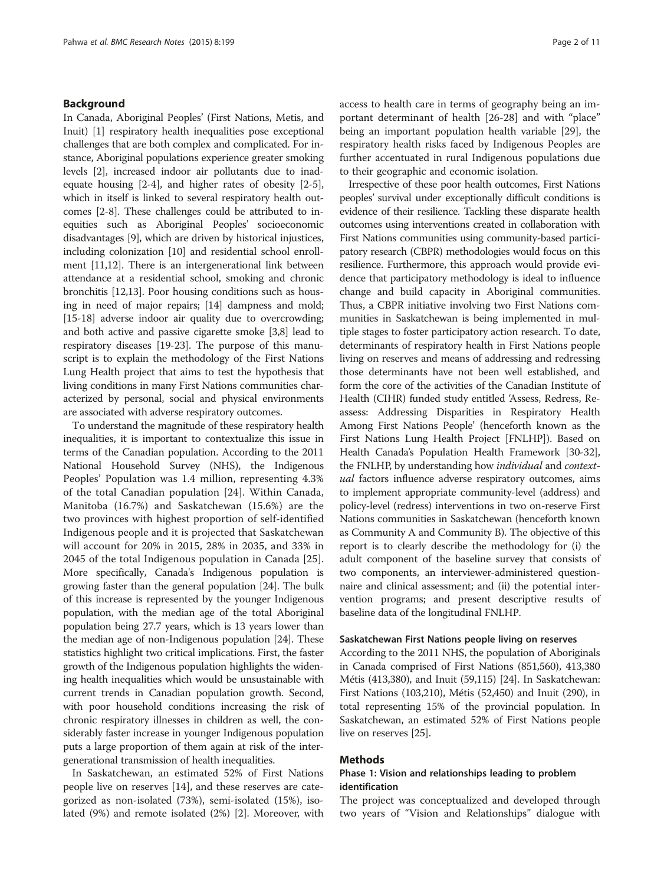## Background

In Canada, Aboriginal Peoples' (First Nations, Metis, and Inuit) [1] respiratory health inequalities pose exceptional challenges that are both complex and complicated. For instance, Aboriginal populations experience greater smoking levels [2], increased indoor air pollutants due to inadequate housing [2-4], and higher rates of obesity [2-5], which in itself is linked to several respiratory health outcomes [2-8]. These challenges could be attributed to inequities such as Aboriginal Peoples' socioeconomic disadvantages [9], which are driven by historical injustices, including colonization [10] and residential school enrollment [11,12]. There is an intergenerational link between attendance at a residential school, smoking and chronic bronchitis [12,13]. Poor housing conditions such as housing in need of major repairs; [14] dampness and mold; [15-18] adverse indoor air quality due to overcrowding; and both active and passive cigarette smoke [3,8] lead to respiratory diseases [19-23]. The purpose of this manuscript is to explain the methodology of the First Nations Lung Health project that aims to test the hypothesis that living conditions in many First Nations communities characterized by personal, social and physical environments are associated with adverse respiratory outcomes.

To understand the magnitude of these respiratory health inequalities, it is important to contextualize this issue in terms of the Canadian population. According to the 2011 National Household Survey (NHS), the Indigenous Peoples' Population was 1.4 million, representing 4.3% of the total Canadian population [24]. Within Canada, Manitoba (16.7%) and Saskatchewan (15.6%) are the two provinces with highest proportion of self-identified Indigenous people and it is projected that Saskatchewan will account for 20% in 2015, 28% in 2035, and 33% in 2045 of the total Indigenous population in Canada [25]. More specifically, Canada's Indigenous population is growing faster than the general population [24]. The bulk of this increase is represented by the younger Indigenous population, with the median age of the total Aboriginal population being 27.7 years, which is 13 years lower than the median age of non-Indigenous population [24]. These statistics highlight two critical implications. First, the faster growth of the Indigenous population highlights the widening health inequalities which would be unsustainable with current trends in Canadian population growth. Second, with poor household conditions increasing the risk of chronic respiratory illnesses in children as well, the considerably faster increase in younger Indigenous population puts a large proportion of them again at risk of the intergenerational transmission of health inequalities.

In Saskatchewan, an estimated 52% of First Nations people live on reserves [14], and these reserves are categorized as non-isolated (73%), semi-isolated (15%), isolated (9%) and remote isolated (2%) [2]. Moreover, with access to health care in terms of geography being an important determinant of health [26-28] and with "place" being an important population health variable [29], the respiratory health risks faced by Indigenous Peoples are further accentuated in rural Indigenous populations due to their geographic and economic isolation.

Irrespective of these poor health outcomes, First Nations peoples' survival under exceptionally difficult conditions is evidence of their resilience. Tackling these disparate health outcomes using interventions created in collaboration with First Nations communities using community-based participatory research (CBPR) methodologies would focus on this resilience. Furthermore, this approach would provide evidence that participatory methodology is ideal to influence change and build capacity in Aboriginal communities. Thus, a CBPR initiative involving two First Nations communities in Saskatchewan is being implemented in multiple stages to foster participatory action research. To date, determinants of respiratory health in First Nations people living on reserves and means of addressing and redressing those determinants have not been well established, and form the core of the activities of the Canadian Institute of Health (CIHR) funded study entitled 'Assess, Redress, Reassess: Addressing Disparities in Respiratory Health Among First Nations People' (henceforth known as the First Nations Lung Health Project [FNLHP]). Based on Health Canada's Population Health Framework [30-32], the FNLHP, by understanding how *individual* and *contextual* factors influence adverse respiratory outcomes, aims to implement appropriate community-level (address) and policy-level (redress) interventions in two on-reserve First Nations communities in Saskatchewan (henceforth known as Community A and Community B). The objective of this report is to clearly describe the methodology for (i) the adult component of the baseline survey that consists of two components, an interviewer-administered questionnaire and clinical assessment; and (ii) the potential intervention programs; and present descriptive results of baseline data of the longitudinal FNLHP.

### Saskatchewan First Nations people living on reserves

According to the 2011 NHS, the population of Aboriginals in Canada comprised of First Nations (851,560), 413,380 Métis (413,380), and Inuit (59,115) [24]. In Saskatchewan: First Nations (103,210), Métis (52,450) and Inuit (290), in total representing 15% of the provincial population. In Saskatchewan, an estimated 52% of First Nations people live on reserves [25].

## Methods

### Phase 1: Vision and relationships leading to problem identification

The project was conceptualized and developed through two years of "Vision and Relationships" dialogue with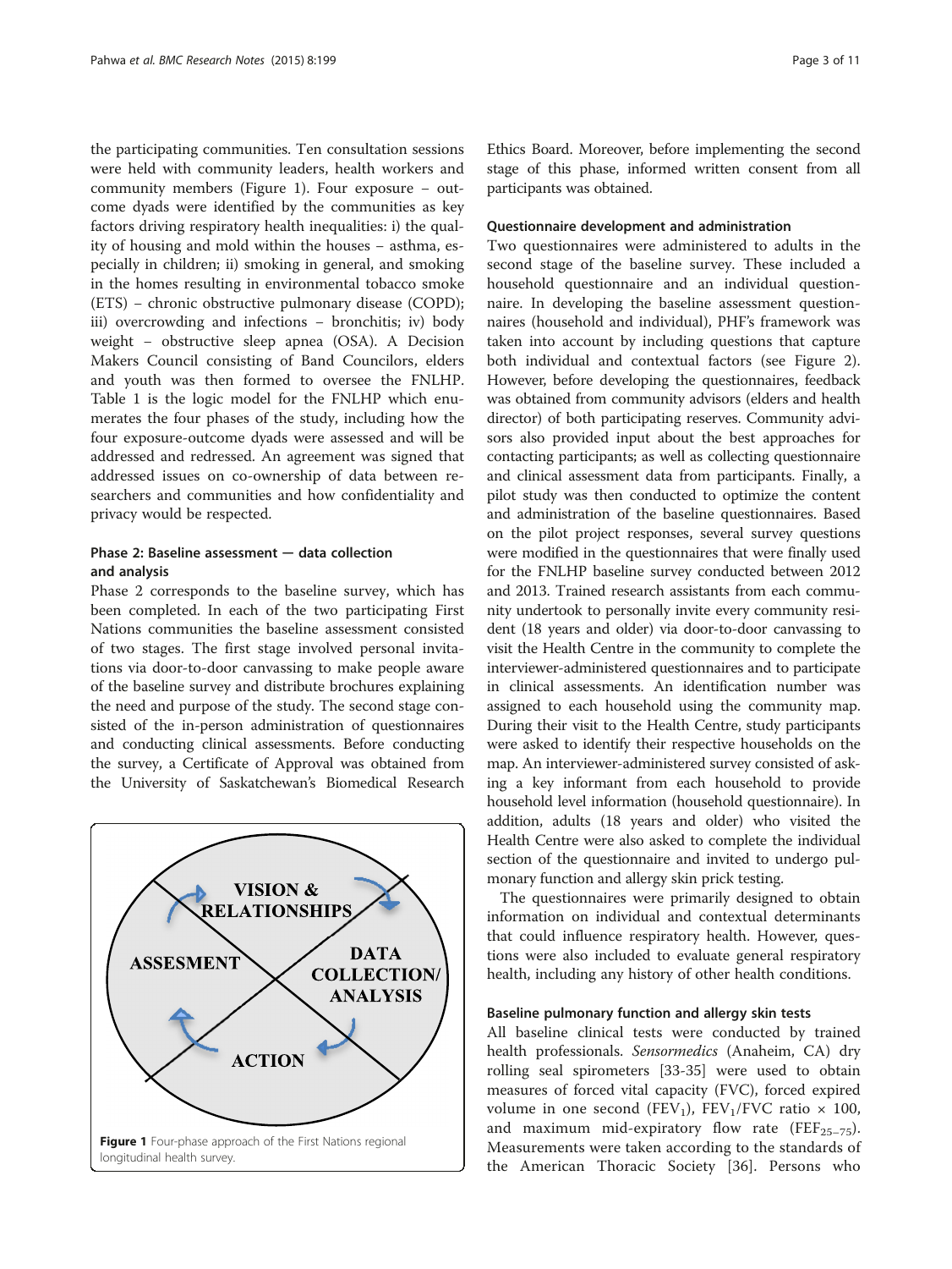the participating communities. Ten consultation sessions were held with community leaders, health workers and community members (Figure 1). Four exposure – outcome dyads were identified by the communities as key factors driving respiratory health inequalities: i) the quality of housing and mold within the houses – asthma, especially in children; ii) smoking in general, and smoking in the homes resulting in environmental tobacco smoke (ETS) – chronic obstructive pulmonary disease (COPD); iii) overcrowding and infections – bronchitis; iv) body weight – obstructive sleep apnea (OSA). A Decision Makers Council consisting of Band Councilors, elders and youth was then formed to oversee the FNLHP. Table 1 is the logic model for the FNLHP which enumerates the four phases of the study, including how the four exposure-outcome dyads were assessed and will be addressed and redressed. An agreement was signed that addressed issues on co-ownership of data between researchers and communities and how confidentiality and privacy would be respected.

### Phase 2: Baseline assessment — data collection and analysis

Phase 2 corresponds to the baseline survey, which has been completed. In each of the two participating First Nations communities the baseline assessment consisted of two stages. The first stage involved personal invitations via door-to-door canvassing to make people aware of the baseline survey and distribute brochures explaining the need and purpose of the study. The second stage consisted of the in-person administration of questionnaires and conducting clinical assessments. Before conducting the survey, a Certificate of Approval was obtained from the University of Saskatchewan's Biomedical Research Ethics Board. Moreover, before implementing the second stage of this phase, informed written consent from all participants was obtained.

VISION & RELATIONSHIPS

DATA COLLECTION/ ANALYSIS

ACTION

ASSESMENT

**Figure 1** Four-phase approach of the First Nations regional longitudinal health survey.

#### Questionnaire development and administration

Two questionnaires were administered to adults in the second stage of the baseline survey. These included a household questionnaire and an individual questionnaire. In developing the baseline assessment questionnaires (household and individual), PHF's framework was taken into account by including questions that capture both individual and contextual factors (see Figure 2). However, before developing the questionnaires, feedback was obtained from community advisors (elders and health director) of both participating reserves. Community advisors also provided input about the best approaches for contacting participants; as well as collecting questionnaire and clinical assessment data from participants. Finally, a pilot study was then conducted to optimize the content and administration of the baseline questionnaires. Based on the pilot project responses, several survey questions were modified in the questionnaires that were finally used for the FNLHP baseline survey conducted between 2012 and 2013. Trained research assistants from each community undertook to personally invite every community resident (18 years and older) via door-to-door canvassing to visit the Health Centre in the community to complete the interviewer-administered questionnaires and to participate in clinical assessments. An identification number was assigned to each household using the community map. During their visit to the Health Centre, study participants were asked to identify their respective households on the map. An interviewer-administered survey consisted of asking a key informant from each household to provide household level information (household questionnaire). In addition, adults (18 years and older) who visited the Health Centre were also asked to complete the individual section of the questionnaire and invited to undergo pulmonary function and allergy skin prick testing.

The questionnaires were primarily designed to obtain information on individual and contextual determinants that could influence respiratory health. However, questions were also included to evaluate general respiratory health, including any history of other health conditions.

#### Baseline pulmonary function and allergy skin tests

All baseline clinical tests were conducted by trained health professionals. *Sensormedics* (Anaheim, CA) dry rolling seal spirometers [33-35] were used to obtain measures of forced vital capacity (FVC), forced expired volume in one second ($FEV_1$), $FEV_1$/FVC ratio × 100, and maximum mid-expiratory flow rate ($FEF_{25-75}$). Measurements were taken according to the standards of the American Thoracic Society [36]. Persons who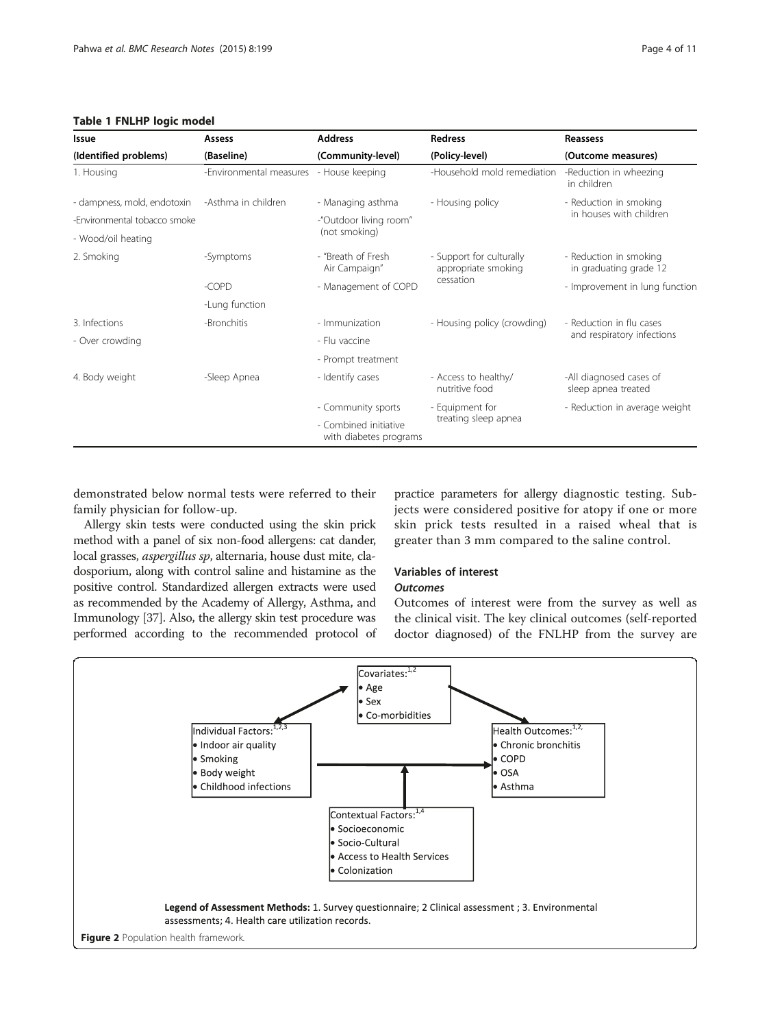**Table 1 FNLHP logic model**

| Issue | Assess | Address | Redress | Reassess |
|---|---|---|---|---|
| (Identified problems) | (Baseline) | (Community-level) | (Policy-level) | (Outcome measures) |
| 1. Housing | -Environmental measures | - House keeping | -Household mold remediation | -Reduction in wheezing in children |
| - dampness, mold, endotoxin | -Asthma in children | - Managing asthma | - Housing policy | - Reduction in smoking in houses with children |
| -Environmental tobacco smoke | | -"Outdoor living room" (not smoking) | | |
| - Wood/oil heating | | | | |
| 2. Smoking | -Symptoms | - "Breath of Fresh Air Campaign" | - Support for culturally appropriate smoking cessation | - Reduction in smoking in graduating grade 12 |
| | -COPD | - Management of COPD | | - Improvement in lung function |
| | -Lung function | | | |
| 3. Infections | -Bronchitis | - Immunization | - Housing policy (crowding) | - Reduction in flu cases and respiratory infections |
| - Over crowding | | - Flu vaccine | | |
| | | - Prompt treatment | | |
| 4. Body weight | -Sleep Apnea | - Identify cases | - Access to healthy/ nutritive food | -All diagnosed cases of sleep apnea treated |
| | | - Community sports | - Equipment for treating sleep apnea | - Reduction in average weight |
| | | - Combined initiative with diabetes programs | | |

demonstrated below normal tests were referred to their family physician for follow-up.

Allergy skin tests were conducted using the skin prick method with a panel of six non-food allergens: cat dander, local grasses, *aspergillus sp*, alternaria, house dust mite, cladosporium, along with control saline and histamine as the positive control. Standardized allergen extracts were used as recommended by the Academy of Allergy, Asthma, and Immunology [37]. Also, the allergy skin test procedure was performed according to the recommended protocol of practice parameters for allergy diagnostic testing. Subjects were considered positive for atopy if one or more skin prick tests resulted in a raised wheal that is greater than 3 mm compared to the saline control.

## Variables of interest

### *Outcomes*

Outcomes of interest were from the survey as well as the clinical visit. The key clinical outcomes (self-reported doctor diagnosed) of the FNLHP from the survey are

Covariates:[1,2]
- Age
- Sex
- Co-morbidities

Individual Factors:[1,2,3]
- Indoor air quality
- Smoking
- Body weight
- Childhood infections

Health Outcomes:[1,2]
- Chronic bronchitis
- COPD
- OSA
- Asthma

Contextual Factors:[1,4]
- Socioeconomic
- Socio-Cultural
- Access to Health Services
- Colonization

**Legend of Assessment Methods:** 1. Survey questionnaire; 2 Clinical assessment ; 3. Environmental assessments; 4. Health care utilization records.

**Figure 2** Population health framework.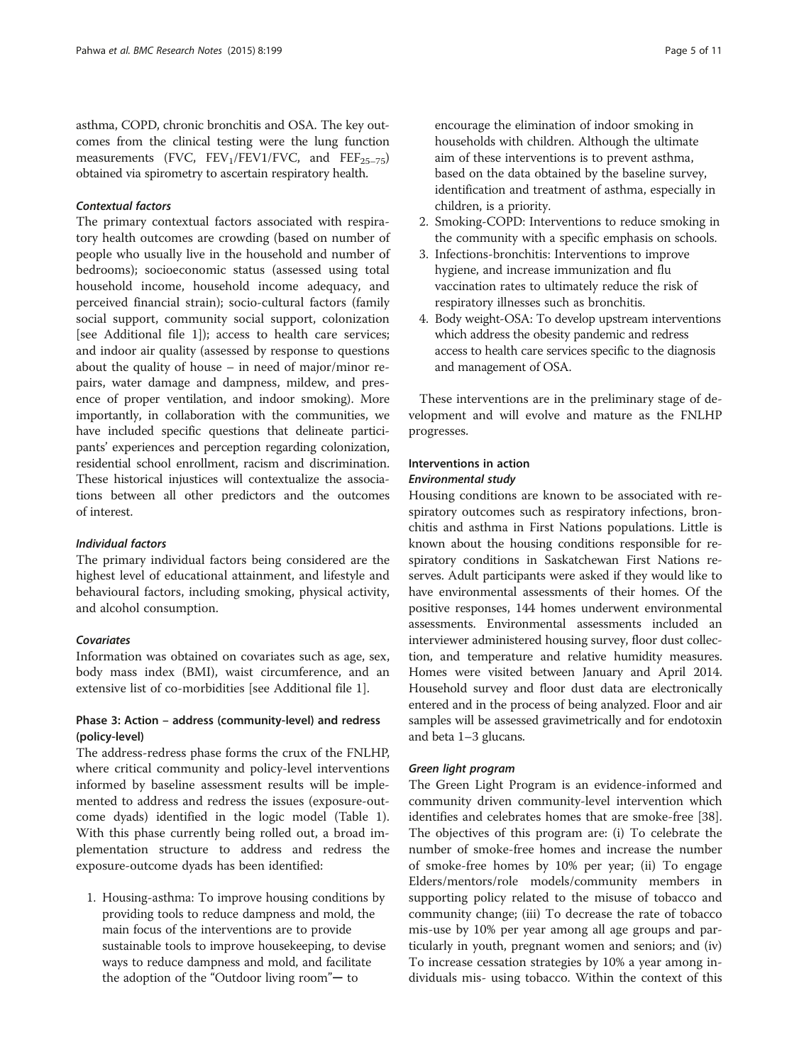asthma, COPD, chronic bronchitis and OSA. The key outcomes from the clinical testing were the lung function measurements (FVC, $FEV_1$/FEV1/FVC, and $FEF_{25-75}$) obtained via spirometry to ascertain respiratory health.

#### *Contextual factors*

The primary contextual factors associated with respiratory health outcomes are crowding (based on number of people who usually live in the household and number of bedrooms); socioeconomic status (assessed using total household income, household income adequacy, and perceived financial strain); socio-cultural factors (family social support, community social support, colonization [see Additional file 1]); access to health care services; and indoor air quality (assessed by response to questions about the quality of house – in need of major/minor repairs, water damage and dampness, mildew, and presence of proper ventilation, and indoor smoking). More importantly, in collaboration with the communities, we have included specific questions that delineate participants' experiences and perception regarding colonization, residential school enrollment, racism and discrimination. These historical injustices will contextualize the associations between all other predictors and the outcomes of interest.

#### *Individual factors*

The primary individual factors being considered are the highest level of educational attainment, and lifestyle and behavioural factors, including smoking, physical activity, and alcohol consumption.

#### *Covariates*

Information was obtained on covariates such as age, sex, body mass index (BMI), waist circumference, and an extensive list of co-morbidities [see Additional file 1].

### Phase 3: Action – address (community-level) and redress (policy-level)

The address-redress phase forms the crux of the FNLHP, where critical community and policy-level interventions informed by baseline assessment results will be implemented to address and redress the issues (exposure-outcome dyads) identified in the logic model (Table 1). With this phase currently being rolled out, a broad implementation structure to address and redress the exposure-outcome dyads has been identified:

1. Housing-asthma: To improve housing conditions by providing tools to reduce dampness and mold, the main focus of the interventions are to provide sustainable tools to improve housekeeping, to devise ways to reduce dampness and mold, and facilitate the adoption of the "Outdoor living room"— to encourage the elimination of indoor smoking in households with children. Although the ultimate aim of these interventions is to prevent asthma, based on the data obtained by the baseline survey, identification and treatment of asthma, especially in children, is a priority.
2. Smoking-COPD: Interventions to reduce smoking in the community with a specific emphasis on schools.
3. Infections-bronchitis: Interventions to improve hygiene, and increase immunization and flu vaccination rates to ultimately reduce the risk of respiratory illnesses such as bronchitis.
4. Body weight-OSA: To develop upstream interventions which address the obesity pandemic and redress access to health care services specific to the diagnosis and management of OSA.

These interventions are in the preliminary stage of development and will evolve and mature as the FNLHP progresses.

### Interventions in action

#### *Environmental study*

Housing conditions are known to be associated with respiratory outcomes such as respiratory infections, bronchitis and asthma in First Nations populations. Little is known about the housing conditions responsible for respiratory conditions in Saskatchewan First Nations reserves. Adult participants were asked if they would like to have environmental assessments of their homes. Of the positive responses, 144 homes underwent environmental assessments. Environmental assessments included an interviewer administered housing survey, floor dust collection, and temperature and relative humidity measures. Homes were visited between January and April 2014. Household survey and floor dust data are electronically entered and in the process of being analyzed. Floor and air samples will be assessed gravimetrically and for endotoxin and beta 1–3 glucans.

#### *Green light program*

The Green Light Program is an evidence-informed and community driven community-level intervention which identifies and celebrates homes that are smoke-free [38]. The objectives of this program are: (i) To celebrate the number of smoke-free homes and increase the number of smoke-free homes by 10% per year; (ii) To engage Elders/mentors/role models/community members in supporting policy related to the misuse of tobacco and community change; (iii) To decrease the rate of tobacco mis-use by 10% per year among all age groups and particularly in youth, pregnant women and seniors; and (iv) To increase cessation strategies by 10% a year among individuals mis- using tobacco. Within the context of this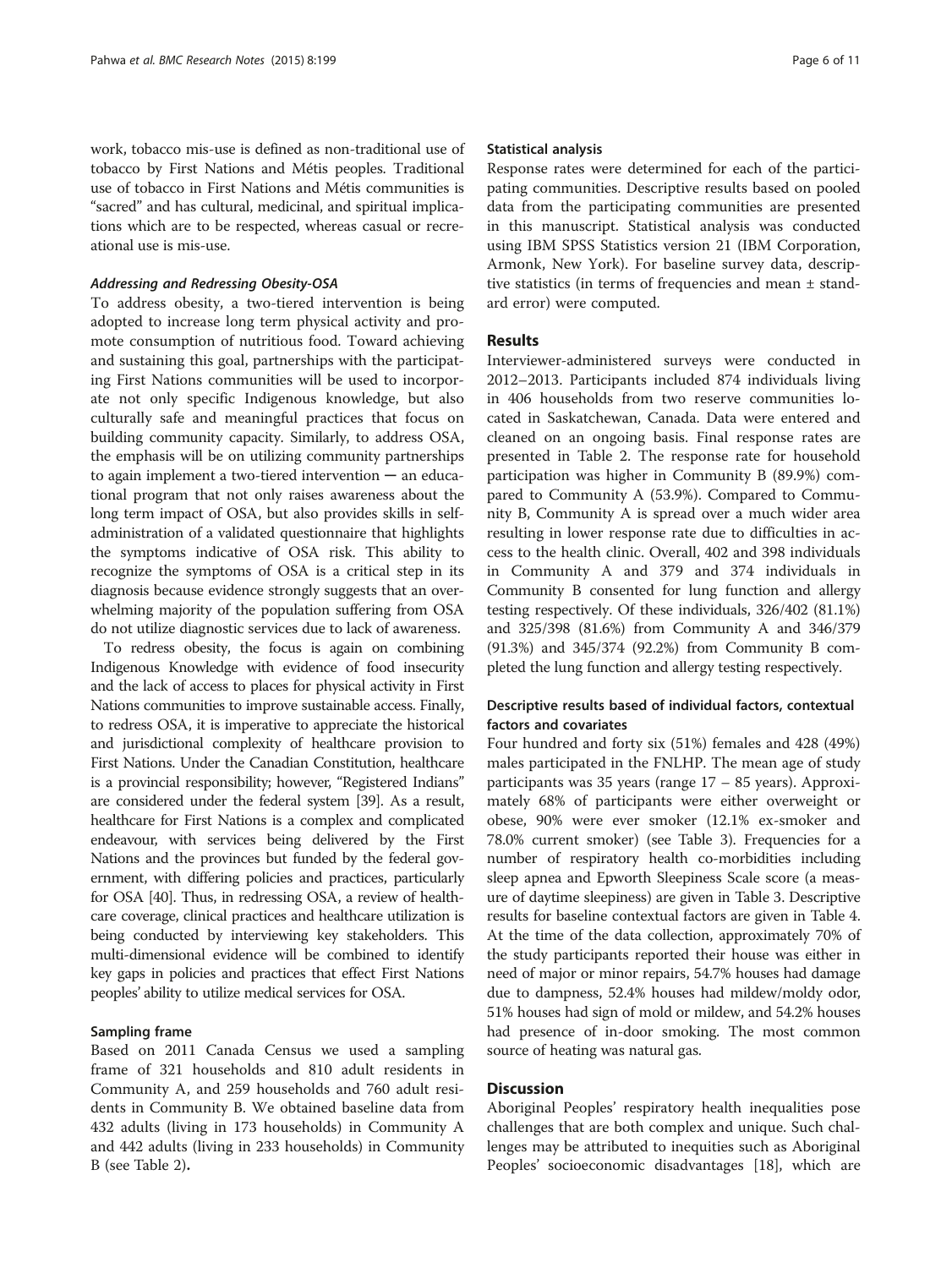work, tobacco mis-use is defined as non-traditional use of tobacco by First Nations and Métis peoples. Traditional use of tobacco in First Nations and Métis communities is "sacred" and has cultural, medicinal, and spiritual implications which are to be respected, whereas casual or recreational use is mis-use.

#### *Addressing and Redressing Obesity-OSA*

To address obesity, a two-tiered intervention is being adopted to increase long term physical activity and promote consumption of nutritious food. Toward achieving and sustaining this goal, partnerships with the participating First Nations communities will be used to incorporate not only specific Indigenous knowledge, but also culturally safe and meaningful practices that focus on building community capacity. Similarly, to address OSA, the emphasis will be on utilizing community partnerships to again implement a two-tiered intervention — an educational program that not only raises awareness about the long term impact of OSA, but also provides skills in self-administration of a validated questionnaire that highlights the symptoms indicative of OSA risk. This ability to recognize the symptoms of OSA is a critical step in its diagnosis because evidence strongly suggests that an overwhelming majority of the population suffering from OSA do not utilize diagnostic services due to lack of awareness.

To redress obesity, the focus is again on combining Indigenous Knowledge with evidence of food insecurity and the lack of access to places for physical activity in First Nations communities to improve sustainable access. Finally, to redress OSA, it is imperative to appreciate the historical and jurisdictional complexity of healthcare provision to First Nations. Under the Canadian Constitution, healthcare is a provincial responsibility; however, "Registered Indians" are considered under the federal system [39]. As a result, healthcare for First Nations is a complex and complicated endeavour, with services being delivered by the First Nations and the provinces but funded by the federal government, with differing policies and practices, particularly for OSA [40]. Thus, in redressing OSA, a review of healthcare coverage, clinical practices and healthcare utilization is being conducted by interviewing key stakeholders. This multi-dimensional evidence will be combined to identify key gaps in policies and practices that effect First Nations peoples' ability to utilize medical services for OSA.

### Sampling frame

Based on 2011 Canada Census we used a sampling frame of 321 households and 810 adult residents in Community A, and 259 households and 760 adult residents in Community B. We obtained baseline data from 432 adults (living in 173 households) in Community A and 442 adults (living in 233 households) in Community B (see Table 2).

### Statistical analysis

Response rates were determined for each of the participating communities. Descriptive results based on pooled data from the participating communities are presented in this manuscript. Statistical analysis was conducted using IBM SPSS Statistics version 21 (IBM Corporation, Armonk, New York). For baseline survey data, descriptive statistics (in terms of frequencies and mean ± standard error) were computed.

## Results

Interviewer-administered surveys were conducted in 2012–2013. Participants included 874 individuals living in 406 households from two reserve communities located in Saskatchewan, Canada. Data were entered and cleaned on an ongoing basis. Final response rates are presented in Table 2. The response rate for household participation was higher in Community B (89.9%) compared to Community A (53.9%). Compared to Community B, Community A is spread over a much wider area resulting in lower response rate due to difficulties in access to the health clinic. Overall, 402 and 398 individuals in Community A and 379 and 374 individuals in Community B consented for lung function and allergy testing respectively. Of these individuals, 326/402 (81.1%) and 325/398 (81.6%) from Community A and 346/379 (91.3%) and 345/374 (92.2%) from Community B completed the lung function and allergy testing respectively.

### Descriptive results based of individual factors, contextual factors and covariates

Four hundred and forty six (51%) females and 428 (49%) males participated in the FNLHP. The mean age of study participants was 35 years (range 17 – 85 years). Approximately 68% of participants were either overweight or obese, 90% were ever smoker (12.1% ex-smoker and 78.0% current smoker) (see Table 3). Frequencies for a number of respiratory health co-morbidities including sleep apnea and Epworth Sleepiness Scale score (a measure of daytime sleepiness) are given in Table 3. Descriptive results for baseline contextual factors are given in Table 4. At the time of the data collection, approximately 70% of the study participants reported their house was either in need of major or minor repairs, 54.7% houses had damage due to dampness, 52.4% houses had mildew/moldy odor, 51% houses had sign of mold or mildew, and 54.2% houses had presence of in-door smoking. The most common source of heating was natural gas.

## Discussion

Aboriginal Peoples' respiratory health inequalities pose challenges that are both complex and unique. Such challenges may be attributed to inequities such as Aboriginal Peoples' socioeconomic disadvantages [18], which are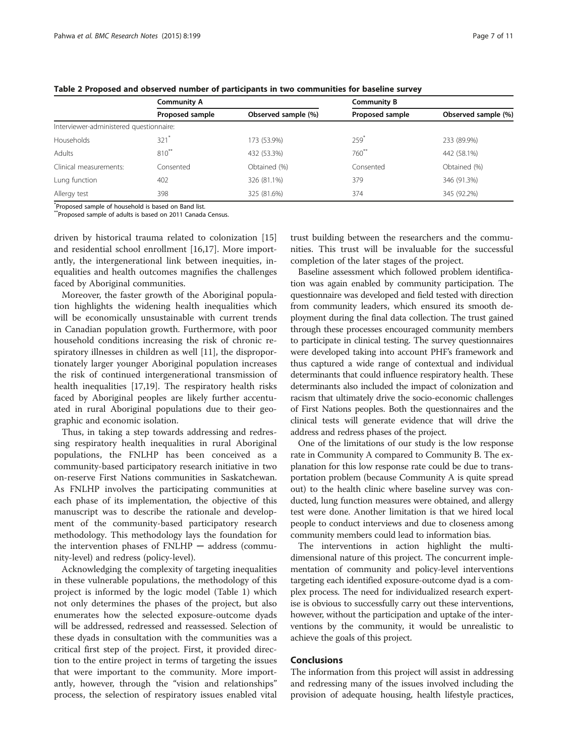**Table 2 Proposed and observed number of participants in two communities for baseline survey**

| | Community A | | Community B | |
|---|---|---|---|---|
| | Proposed sample | Observed sample (%) | Proposed sample | Observed sample (%) |
| Interviewer-administered questionnaire: | | | | |
| Households | 321[*] | 173 (53.9%) | 259[*] | 233 (89.9%) |
| Adults | 810[**] | 432 (53.3%) | 760[**] | 442 (58.1%) |
| Clinical measurements: | Consented | Obtained (%) | Consented | Obtained (%) |
| Lung function | 402 | 326 (81.1%) | 379 | 346 (91.3%) |
| Allergy test | 398 | 325 (81.6%) | 374 | 345 (92.2%) |

[*]Proposed sample of household is based on Band list.
[**]Proposed sample of adults is based on 2011 Canada Census.

driven by historical trauma related to colonization [15] and residential school enrollment [16,17]. More importantly, the intergenerational link between inequities, inequalities and health outcomes magnifies the challenges faced by Aboriginal communities.

Moreover, the faster growth of the Aboriginal population highlights the widening health inequalities which will be economically unsustainable with current trends in Canadian population growth. Furthermore, with poor household conditions increasing the risk of chronic respiratory illnesses in children as well [11], the disproportionately larger younger Aboriginal population increases the risk of continued intergenerational transmission of health inequalities [17,19]. The respiratory health risks faced by Aboriginal peoples are likely further accentuated in rural Aboriginal populations due to their geographic and economic isolation.

Thus, in taking a step towards addressing and redressing respiratory health inequalities in rural Aboriginal populations, the FNLHP has been conceived as a community-based participatory research initiative in two on-reserve First Nations communities in Saskatchewan. As FNLHP involves the participating communities at each phase of its implementation, the objective of this manuscript was to describe the rationale and development of the community-based participatory research methodology. This methodology lays the foundation for the intervention phases of FNLHP — address (community-level) and redress (policy-level).

Acknowledging the complexity of targeting inequalities in these vulnerable populations, the methodology of this project is informed by the logic model (Table 1) which not only determines the phases of the project, but also enumerates how the selected exposure-outcome dyads will be addressed, redressed and reassessed. Selection of these dyads in consultation with the communities was a critical first step of the project. First, it provided direction to the entire project in terms of targeting the issues that were important to the community. More importantly, however, through the "vision and relationships" process, the selection of respiratory issues enabled vital trust building between the researchers and the communities. This trust will be invaluable for the successful completion of the later stages of the project.

Baseline assessment which followed problem identification was again enabled by community participation. The questionnaire was developed and field tested with direction from community leaders, which ensured its smooth deployment during the final data collection. The trust gained through these processes encouraged community members to participate in clinical testing. The survey questionnaires were developed taking into account PHF's framework and thus captured a wide range of contextual and individual determinants that could influence respiratory health. These determinants also included the impact of colonization and racism that ultimately drive the socio-economic challenges of First Nations peoples. Both the questionnaires and the clinical tests will generate evidence that will drive the address and redress phases of the project.

One of the limitations of our study is the low response rate in Community A compared to Community B. The explanation for this low response rate could be due to transportation problem (because Community A is quite spread out) to the health clinic where baseline survey was conducted, lung function measures were obtained, and allergy test were done. Another limitation is that we hired local people to conduct interviews and due to closeness among community members could lead to information bias.

The interventions in action highlight the multi-dimensional nature of this project. The concurrent implementation of community and policy-level interventions targeting each identified exposure-outcome dyad is a complex process. The need for individualized research expertise is obvious to successfully carry out these interventions, however, without the participation and uptake of the interventions by the community, it would be unrealistic to achieve the goals of this project.

## Conclusions

The information from this project will assist in addressing and redressing many of the issues involved including the provision of adequate housing, health lifestyle practices,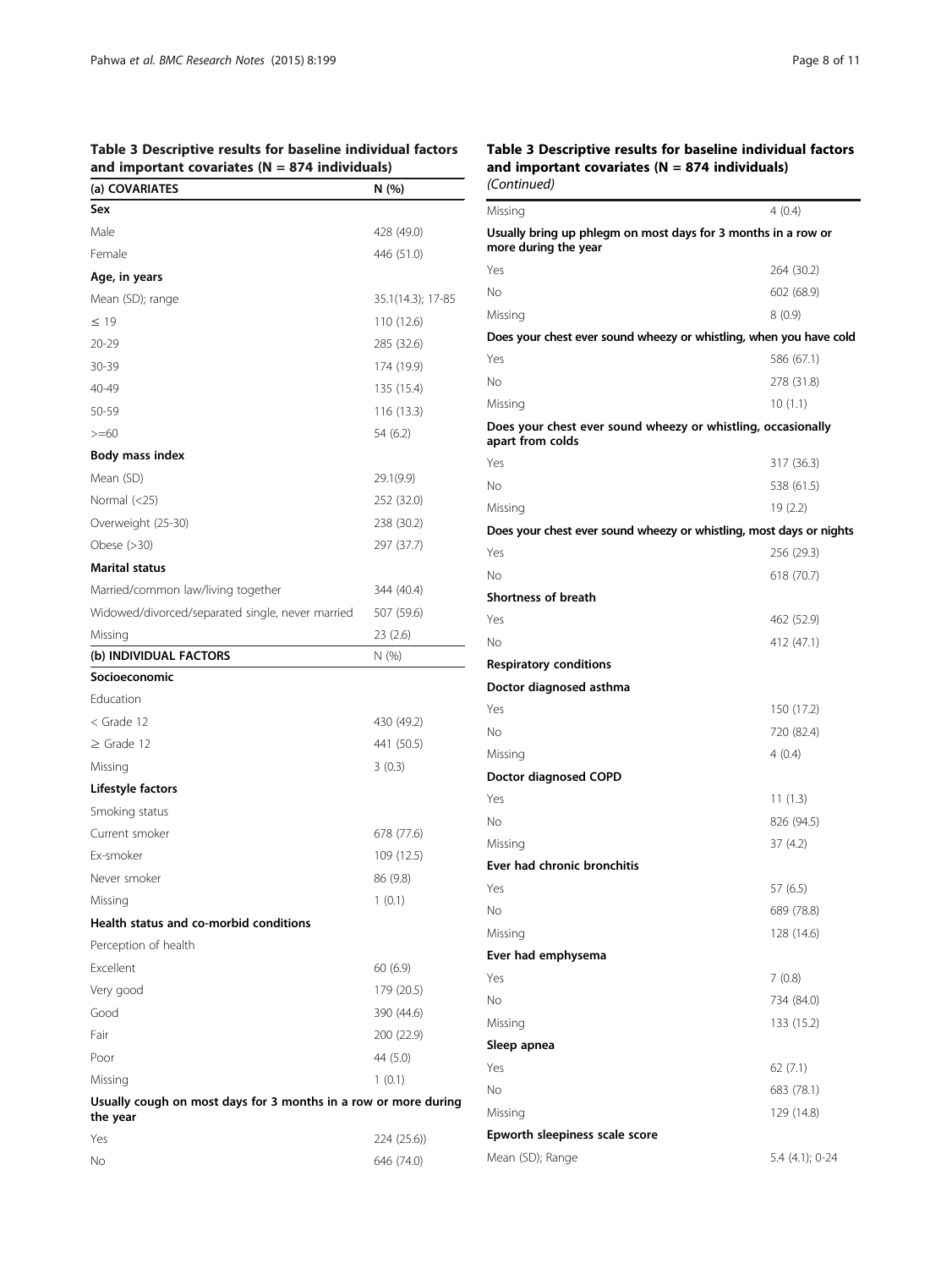**Table 3 Descriptive results for baseline individual factors and important covariates (N = 874 individuals)**

| (a) COVARIATES | N (%) |
|---|---|
| **Sex** | |
| Male | 428 (49.0) |
| Female | 446 (51.0) |
| **Age, in years** | |
| Mean (SD); range | 35.1(14.3); 17-85 |
| ≤ 19 | 110 (12.6) |
| 20-29 | 285 (32.6) |
| 30-39 | 174 (19.9) |
| 40-49 | 135 (15.4) |
| 50-59 | 116 (13.3) |
| >=60 | 54 (6.2) |
| **Body mass index** | |
| Mean (SD) | 29.1(9.9) |
| Normal (<25) | 252 (32.0) |
| Overweight (25-30) | 238 (30.2) |
| Obese (>30) | 297 (37.7) |
| **Marital status** | |
| Married/common law/living together | 344 (40.4) |
| Widowed/divorced/separated single, never married | 507 (59.6) |
| Missing | 23 (2.6) |
| **(b) INDIVIDUAL FACTORS** | N (%) |
| **Socioeconomic** | |
| Education | |
| < Grade 12 | 430 (49.2) |
| ≥ Grade 12 | 441 (50.5) |
| Missing | 3 (0.3) |
| **Lifestyle factors** | |
| Smoking status | |
| Current smoker | 678 (77.6) |
| Ex-smoker | 109 (12.5) |
| Never smoker | 86 (9.8) |
| Missing | 1 (0.1) |
| **Health status and co-morbid conditions** | |
| Perception of health | |
| Excellent | 60 (6.9) |
| Very good | 179 (20.5) |
| Good | 390 (44.6) |
| Fair | 200 (22.9) |
| Poor | 44 (5.0) |
| Missing | 1 (0.1) |
| **Usually cough on most days for 3 months in a row or more during the year** | |
| Yes | 224 (25.6)) |
| No | 646 (74.0) |
| Missing | 4 (0.4) |
| **Usually bring up phlegm on most days for 3 months in a row or more during the year** | |
| Yes | 264 (30.2) |
| No | 602 (68.9) |
| Missing | 8 (0.9) |
| **Does your chest ever sound wheezy or whistling, when you have cold** | |
| Yes | 586 (67.1) |
| No | 278 (31.8) |
| Missing | 10 (1.1) |
| **Does your chest ever sound wheezy or whistling, occasionally apart from colds** | |
| Yes | 317 (36.3) |
| No | 538 (61.5) |
| Missing | 19 (2.2) |
| **Does your chest ever sound wheezy or whistling, most days or nights** | |
| Yes | 256 (29.3) |
| No | 618 (70.7) |
| **Shortness of breath** | |
| Yes | 462 (52.9) |
| No | 412 (47.1) |
| **Respiratory conditions** | |
| **Doctor diagnosed asthma** | |
| Yes | 150 (17.2) |
| No | 720 (82.4) |
| Missing | 4 (0.4) |
| **Doctor diagnosed COPD** | |
| Yes | 11 (1.3) |
| No | 826 (94.5) |
| Missing | 37 (4.2) |
| **Ever had chronic bronchitis** | |
| Yes | 57 (6.5) |
| No | 689 (78.8) |
| Missing | 128 (14.6) |
| **Ever had emphysema** | |
| Yes | 7 (0.8) |
| No | 734 (84.0) |
| Missing | 133 (15.2) |
| **Sleep apnea** | |
| Yes | 62 (7.1) |
| No | 683 (78.1) |
| Missing | 129 (14.8) |
| **Epworth sleepiness scale score** | |
| Mean (SD); Range | 5.4 (4.1); 0-24 |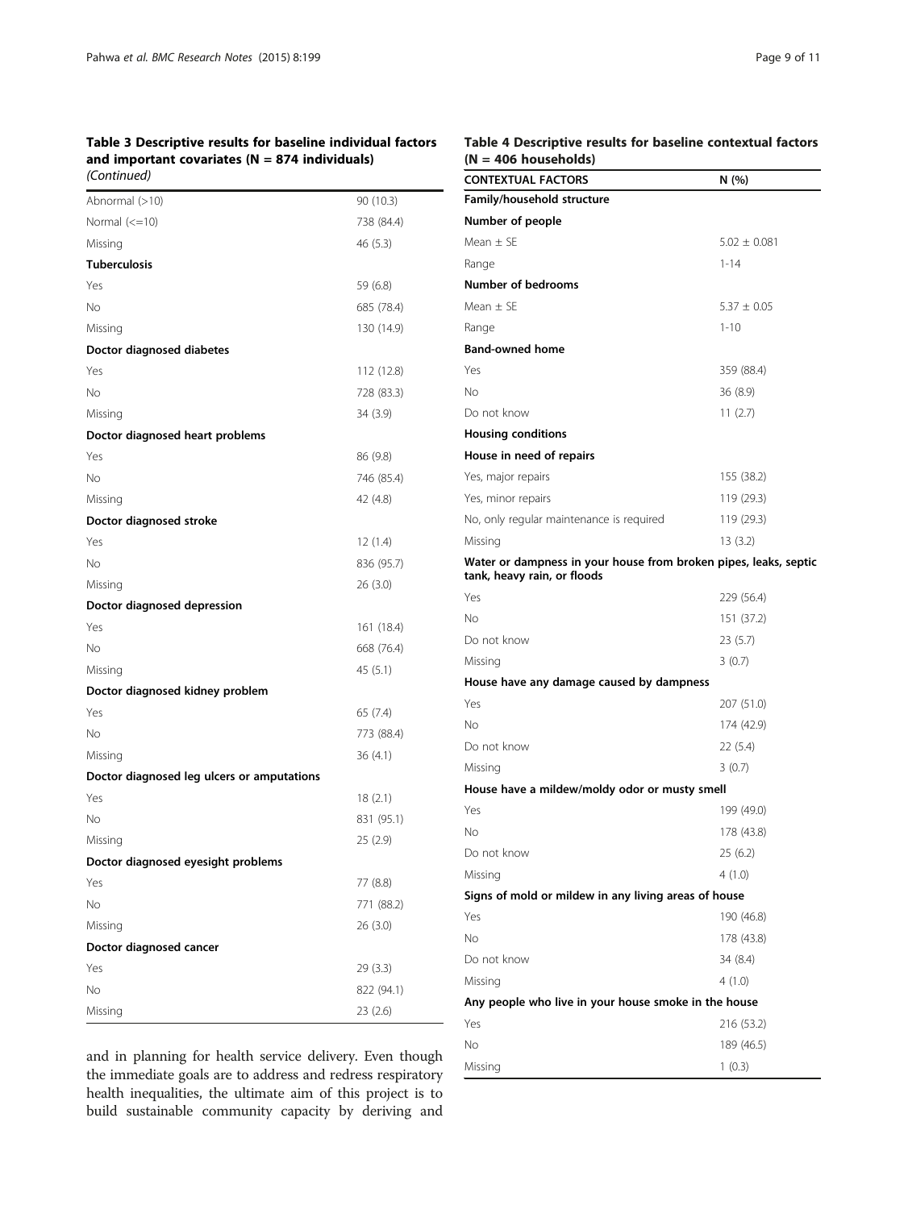**Table 3 Descriptive results for baseline individual factors and important covariates (N = 874 individuals)** *(Continued)*

| | |
|---|---|
| Abnormal (>10) | 90 (10.3) |
| Normal (<=10) | 738 (84.4) |
| Missing | 46 (5.3) |
| **Tuberculosis** | |
| Yes | 59 (6.8) |
| No | 685 (78.4) |
| Missing | 130 (14.9) |
| **Doctor diagnosed diabetes** | |
| Yes | 112 (12.8) |
| No | 728 (83.3) |
| Missing | 34 (3.9) |
| **Doctor diagnosed heart problems** | |
| Yes | 86 (9.8) |
| No | 746 (85.4) |
| Missing | 42 (4.8) |
| **Doctor diagnosed stroke** | |
| Yes | 12 (1.4) |
| No | 836 (95.7) |
| Missing | 26 (3.0) |
| **Doctor diagnosed depression** | |
| Yes | 161 (18.4) |
| No | 668 (76.4) |
| Missing | 45 (5.1) |
| **Doctor diagnosed kidney problem** | |
| Yes | 65 (7.4) |
| No | 773 (88.4) |
| Missing | 36 (4.1) |
| **Doctor diagnosed leg ulcers or amputations** | |
| Yes | 18 (2.1) |
| No | 831 (95.1) |
| Missing | 25 (2.9) |
| **Doctor diagnosed eyesight problems** | |
| Yes | 77 (8.8) |
| No | 771 (88.2) |
| Missing | 26 (3.0) |
| **Doctor diagnosed cancer** | |
| Yes | 29 (3.3) |
| No | 822 (94.1) |
| Missing | 23 (2.6) |

and in planning for health service delivery. Even though the immediate goals are to address and redress respiratory health inequalities, the ultimate aim of this project is to build sustainable community capacity by deriving and

**Table 4 Descriptive results for baseline contextual factors (N = 406 households)**

| CONTEXTUAL FACTORS | N (%) |
|---|---|
| **Family/household structure** | |
| **Number of people** | |
| Mean ± SE | 5.02 ± 0.081 |
| Range | 1-14 |
| **Number of bedrooms** | |
| Mean ± SE | 5.37 ± 0.05 |
| Range | 1-10 |
| **Band-owned home** | |
| Yes | 359 (88.4) |
| No | 36 (8.9) |
| Do not know | 11 (2.7) |
| **Housing conditions** | |
| **House in need of repairs** | |
| Yes, major repairs | 155 (38.2) |
| Yes, minor repairs | 119 (29.3) |
| No, only regular maintenance is required | 119 (29.3) |
| Missing | 13 (3.2) |
| **Water or dampness in your house from broken pipes, leaks, septic tank, heavy rain, or floods** | |
| Yes | 229 (56.4) |
| No | 151 (37.2) |
| Do not know | 23 (5.7) |
| Missing | 3 (0.7) |
| **House have any damage caused by dampness** | |
| Yes | 207 (51.0) |
| No | 174 (42.9) |
| Do not know | 22 (5.4) |
| Missing | 3 (0.7) |
| **House have a mildew/moldy odor or musty smell** | |
| Yes | 199 (49.0) |
| No | 178 (43.8) |
| Do not know | 25 (6.2) |
| Missing | 4 (1.0) |
| **Signs of mold or mildew in any living areas of house** | |
| Yes | 190 (46.8) |
| No | 178 (43.8) |
| Do not know | 34 (8.4) |
| Missing | 4 (1.0) |
| **Any people who live in your house smoke in the house** | |
| Yes | 216 (53.2) |
| No | 189 (46.5) |
| Missing | 1 (0.3) |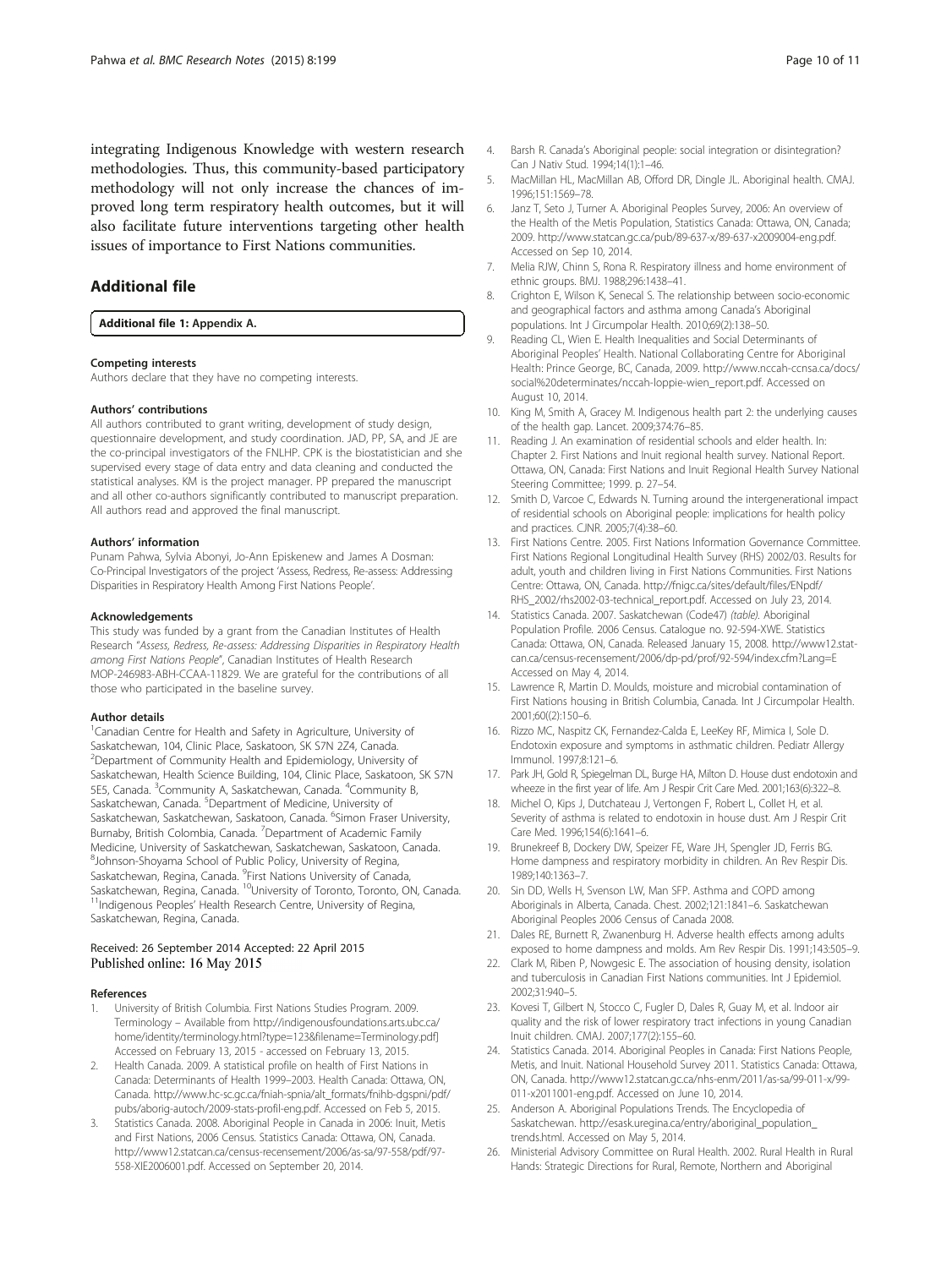integrating Indigenous Knowledge with western research methodologies. Thus, this community-based participatory methodology will not only increase the chances of improved long term respiratory health outcomes, but it will also facilitate future interventions targeting other health issues of importance to First Nations communities.

## Additional file

**Additional file 1: Appendix A.**

#### Competing interests

Authors declare that they have no competing interests.

#### Authors' contributions

All authors contributed to grant writing, development of study design, questionnaire development, and study coordination. JAD, PP, SA, and JE are the co-principal investigators of the FNLHP. CPK is the biostatistician and she supervised every stage of data entry and data cleaning and conducted the statistical analyses. KM is the project manager. PP prepared the manuscript and all other co-authors significantly contributed to manuscript preparation. All authors read and approved the final manuscript.

#### Authors' information

Punam Pahwa, Sylvia Abonyi, Jo-Ann Episkenew and James A Dosman: Co-Principal Investigators of the project 'Assess, Redress, Re-assess: Addressing Disparities in Respiratory Health Among First Nations People'.

#### Acknowledgements

This study was funded by a grant from the Canadian Institutes of Health Research "*Assess, Redress, Re-assess: Addressing Disparities in Respiratory Health among First Nations People*", Canadian Institutes of Health Research MOP-246983-ABH-CCAA-11829. We are grateful for the contributions of all those who participated in the baseline survey.

#### Author details

[1]Canadian Centre for Health and Safety in Agriculture, University of Saskatchewan, 104, Clinic Place, Saskatoon, SK S7N 2Z4, Canada. [2]Department of Community Health and Epidemiology, University of Saskatchewan, Health Science Building, 104, Clinic Place, Saskatoon, SK S7N 5E5, Canada. [3]Community A, Saskatchewan, Canada. [4]Community B, Saskatchewan, Canada. [5]Department of Medicine, University of Saskatchewan, Saskatchewan, Saskatoon, Canada. [6]Simon Fraser University, Burnaby, British Colombia, Canada. [7]Department of Academic Family Medicine, University of Saskatchewan, Saskatchewan, Saskatoon, Canada. [8]Johnson-Shoyama School of Public Policy, University of Regina, Saskatchewan, Regina, Canada. [9]First Nations University of Canada, Saskatchewan, Regina, Canada. [10]University of Toronto, Toronto, ON, Canada. [11]Indigenous Peoples' Health Research Centre, University of Regina, Saskatchewan, Regina, Canada.

Received: 26 September 2014 Accepted: 22 April 2015
Published online: 16 May 2015

#### References

1. University of British Columbia. First Nations Studies Program. 2009. Terminology – Available from http://indigenousfoundations.arts.ubc.ca/home/identity/terminology.html?type=123&filename=Terminology.pdf] Accessed on February 13, 2015 - accessed on February 13, 2015.
2. Health Canada. 2009. A statistical profile on health of First Nations in Canada: Determinants of Health 1999–2003. Health Canada: Ottawa, ON, Canada. http://www.hc-sc.gc.ca/fniah-spnia/alt_formats/fnihb-dgspni/pdf/pubs/aborig-autoch/2009-stats-profil-eng.pdf. Accessed on Feb 5, 2015.
3. Statistics Canada. 2008. Aboriginal People in Canada in 2006: Inuit, Metis and First Nations, 2006 Census. Statistics Canada: Ottawa, ON, Canada. http://www12.statcan.gc.ca/census-recensement/2006/as-sa/97-558/pdf/97-558-XIE2006001.pdf. Accessed on September 20, 2014.
4. Barsh R. Canada's Aboriginal people: social integration or disintegration? Can J Nativ Stud. 1994;14(1):1–46.
5. MacMillan HL, MacMillan AB, Offord DR, Dingle JL. Aboriginal health. CMAJ. 1996;151:1569–78.
6. Janz T, Seto J, Turner A. Aboriginal Peoples Survey, 2006: An overview of the Health of the Metis Population, Statistics Canada: Ottawa, ON, Canada; 2009. http://www.statcan.gc.ca/pub/89-637-x/89-637-x2009004-eng.pdf. Accessed on Sep 10, 2014.
7. Melia RJW, Chinn S, Rona R. Respiratory illness and home environment of ethnic groups. BMJ. 1988;296:1438–41.
8. Crighton E, Wilson K, Senecal S. The relationship between socio-economic and geographical factors and asthma among Canada's Aboriginal populations. Int J Circumpolar Health. 2010;69(2):138–50.
9. Reading CL, Wien E. Health Inequalities and Social Determinants of Aboriginal Peoples' Health. National Collaborating Centre for Aboriginal Health: Prince George, BC, Canada, 2009. http://www.nccah-ccnsa.ca/docs/social%20determinates/nccah-loppie-wien_report.pdf. Accessed on August 10, 2014.
10. King M, Smith A, Gracey M. Indigenous health part 2: the underlying causes of the health gap. Lancet. 2009;374:76–85.
11. Reading J. An examination of residential schools and elder health. In: Chapter 2. First Nations and Inuit regional health survey. National Report. Ottawa, ON, Canada: First Nations and Inuit Regional Health Survey National Steering Committee; 1999. p. 27–54.
12. Smith D, Varcoe C, Edwards N. Turning around the intergenerational impact of residential schools on Aboriginal people: implications for health policy and practices. CJNR. 2005;7(4):38–60.
13. First Nations Centre. 2005. First Nations Information Governance Committee. First Nations Regional Longitudinal Health Survey (RHS) 2002/03. Results for adult, youth and children living in First Nations Communities. First Nations Centre: Ottawa, ON, Canada. http://fnigc.ca/sites/default/files/ENpdf/RHS_2002/rhs2002-03-technical_report.pdf. Accessed on July 23, 2014.
14. Statistics Canada. 2007. Saskatchewan (Code47) *(table)*. Aboriginal Population Profile. 2006 Census. Catalogue no. 92-594-XWE. Statistics Canada: Ottawa, ON, Canada. Released January 15, 2008. http://www12.statcan.gc.ca/census-recensement/2006/dp-pd/prof/92-594/index.cfm?Lang=E Accessed on May 4, 2014.
15. Lawrence R, Martin D. Moulds, moisture and microbial contamination of First Nations housing in British Columbia, Canada. Int J Circumpolar Health. 2001;60((2):150–6.
16. Rizzo MC, Naspitz CK, Fernandez-Calda E, LeeKey RF, Mimica I, Sole D. Endotoxin exposure and symptoms in asthmatic children. Pediatr Allergy Immunol. 1997;8:121–6.
17. Park JH, Gold R, Spiegelman DL, Burge HA, Milton D. House dust endotoxin and wheeze in the first year of life. Am J Respir Crit Care Med. 2001;163(6):322–8.
18. Michel O, Kips J, Dutchateau J, Vertongen F, Robert L, Collet H, et al. Severity of asthma is related to endotoxin in house dust. Am J Respir Crit Care Med. 1996;154(6):1641–6.
19. Brunekreef B, Dockery DW, Speizer FE, Ware JH, Spengler JD, Ferris BG. Home dampness and respiratory morbidity in children. An Rev Respir Dis. 1989;140:1363–7.
20. Sin DD, Wells H, Svenson LW, Man SFP. Asthma and COPD among Aboriginals in Alberta, Canada. Chest. 2002;121:1841–6. Saskatchewan Aboriginal Peoples 2006 Census of Canada 2008.
21. Dales RE, Burnett R, Zwanenburg H. Adverse health effects among adults exposed to home dampness and molds. Am Rev Respir Dis. 1991;143:505–9.
22. Clark M, Riben P, Nowgesic E. The association of housing density, isolation and tuberculosis in Canadian First Nations communities. Int J Epidemiol. 2002;31:940–5.
23. Kovesi T, Gilbert N, Stocco C, Fugler D, Dales R, Guay M, et al. Indoor air quality and the risk of lower respiratory tract infections in young Canadian Inuit children. CMAJ. 2007;177(2):155–60.
24. Statistics Canada. 2014. Aboriginal Peoples in Canada: First Nations People, Metis, and Inuit. National Household Survey 2011. Statistics Canada: Ottawa, ON, Canada. http://www12.statcan.gc.ca/nhs-enm/2011/as-sa/99-011-x/99-011-x2011001-eng.pdf. Accessed on June 10, 2014.
25. Anderson A. Aboriginal Populations Trends. The Encyclopedia of Saskatchewan. http://esask.uregina.ca/entry/aboriginal_population_trends.html. Accessed on May 5, 2014.
26. Ministerial Advisory Committee on Rural Health. 2002. Rural Health in Rural Hands: Strategic Directions for Rural, Remote, Northern and Aboriginal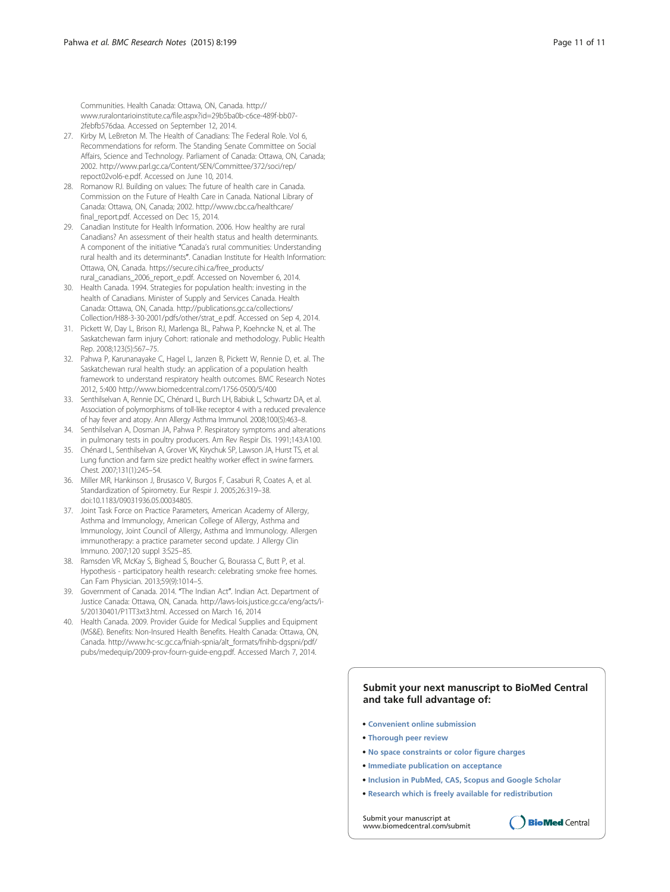Communities. Health Canada: Ottawa, ON, Canada. http://www.ruralontarioinstitute.ca/file.aspx?id=29b5ba0b-c6ce-489f-bb07-2febfb576daa. Accessed on September 12, 2014.

27. Kirby M, LeBreton M. The Health of Canadians: The Federal Role. Vol 6, Recommendations for reform. The Standing Senate Committee on Social Affairs, Science and Technology. Parliament of Canada: Ottawa, ON, Canada; 2002. http://www.parl.gc.ca/Content/SEN/Committee/372/soci/rep/repoct02vol6-e.pdf. Accessed on June 10, 2014.
28. Romanow RJ. Building on values: The future of health care in Canada. Commission on the Future of Health Care in Canada. National Library of Canada: Ottawa, ON, Canada; 2002. http://www.cbc.ca/healthcare/final_report.pdf. Accessed on Dec 15, 2014.
29. Canadian Institute for Health Information. 2006. How healthy are rural Canadians? An assessment of their health status and health determinants. A component of the initiative "Canada's rural communities: Understanding rural health and its determinants". Canadian Institute for Health Information: Ottawa, ON, Canada. https://secure.cihi.ca/free_products/rural_canadians_2006_report_e.pdf. Accessed on November 6, 2014.
30. Health Canada. 1994. Strategies for population health: investing in the health of Canadians. Minister of Supply and Services Canada. Health Canada: Ottawa, ON, Canada. http://publications.gc.ca/collections/Collection/H88-3-30-2001/pdfs/other/strat_e.pdf. Accessed on Sep 4, 2014.
31. Pickett W, Day L, Brison RJ, Marlenga BL, Pahwa P, Koehncke N, et al. The Saskatchewan farm injury Cohort: rationale and methodology. Public Health Rep. 2008;123(5):567–75.
32. Pahwa P, Karunanayake C, Hagel L, Janzen B, Pickett W, Rennie D, et. al. The Saskatchewan rural health study: an application of a population health framework to understand respiratory health outcomes. BMC Research Notes 2012, 5:400 http://www.biomedcentral.com/1756-0500/5/400
33. Senthilselvan A, Rennie DC, Chénard L, Burch LH, Babiuk L, Schwartz DA, et al. Association of polymorphisms of toll-like receptor 4 with a reduced prevalence of hay fever and atopy. Ann Allergy Asthma Immunol. 2008;100(5):463–8.
34. Senthilselvan A, Dosman JA, Pahwa P. Respiratory symptoms and alterations in pulmonary tests in poultry producers. Am Rev Respir Dis. 1991;143:A100.
35. Chénard L, Senthilselvan A, Grover VK, Kirychuk SP, Lawson JA, Hurst TS, et al. Lung function and farm size predict healthy worker effect in swine farmers. Chest. 2007;131(1):245–54.
36. Miller MR, Hankinson J, Brusasco V, Burgos F, Casaburi R, Coates A, et al. Standardization of Spirometry. Eur Respir J. 2005;26:319–38. doi:10.1183/09031936.05.00034805.
37. Joint Task Force on Practice Parameters, American Academy of Allergy, Asthma and Immunology, American College of Allergy, Asthma and Immunology, Joint Council of Allergy, Asthma and Immunology. Allergen immunotherapy: a practice parameter second update. J Allergy Clin Immuno. 2007;120 suppl 3:S25–85.
38. Ramsden VR, McKay S, Bighead S, Boucher G, Bourassa C, Butt P, et al. Hypothesis - participatory health research: celebrating smoke free homes. Can Fam Physician. 2013;59(9):1014–5.
39. Government of Canada. 2014. "The Indian Act". Indian Act. Department of Justice Canada: Ottawa, ON, Canada. http://laws-lois.justice.gc.ca/eng/acts/i-5/20130401/P1TT3xt3.html. Accessed on March 16, 2014
40. Health Canada. 2009. Provider Guide for Medical Supplies and Equipment (MS&E). Benefits: Non-Insured Health Benefits. Health Canada: Ottawa, ON, Canada. http://www.hc-sc.gc.ca/fniah-spnia/alt_formats/fnihb-dgspni/pdf/pubs/medequip/2009-prov-fourn-guide-eng.pdf. Accessed March 7, 2014.

**Submit your next manuscript to BioMed Central and take full advantage of:**

- **Convenient online submission**
- **Thorough peer review**
- **No space constraints or color figure charges**
- **Immediate publication on acceptance**
- **Inclusion in PubMed, CAS, Scopus and Google Scholar**
- **Research which is freely available for redistribution**

Submit your manuscript at
www.biomedcentral.com/submit

BioMed Central